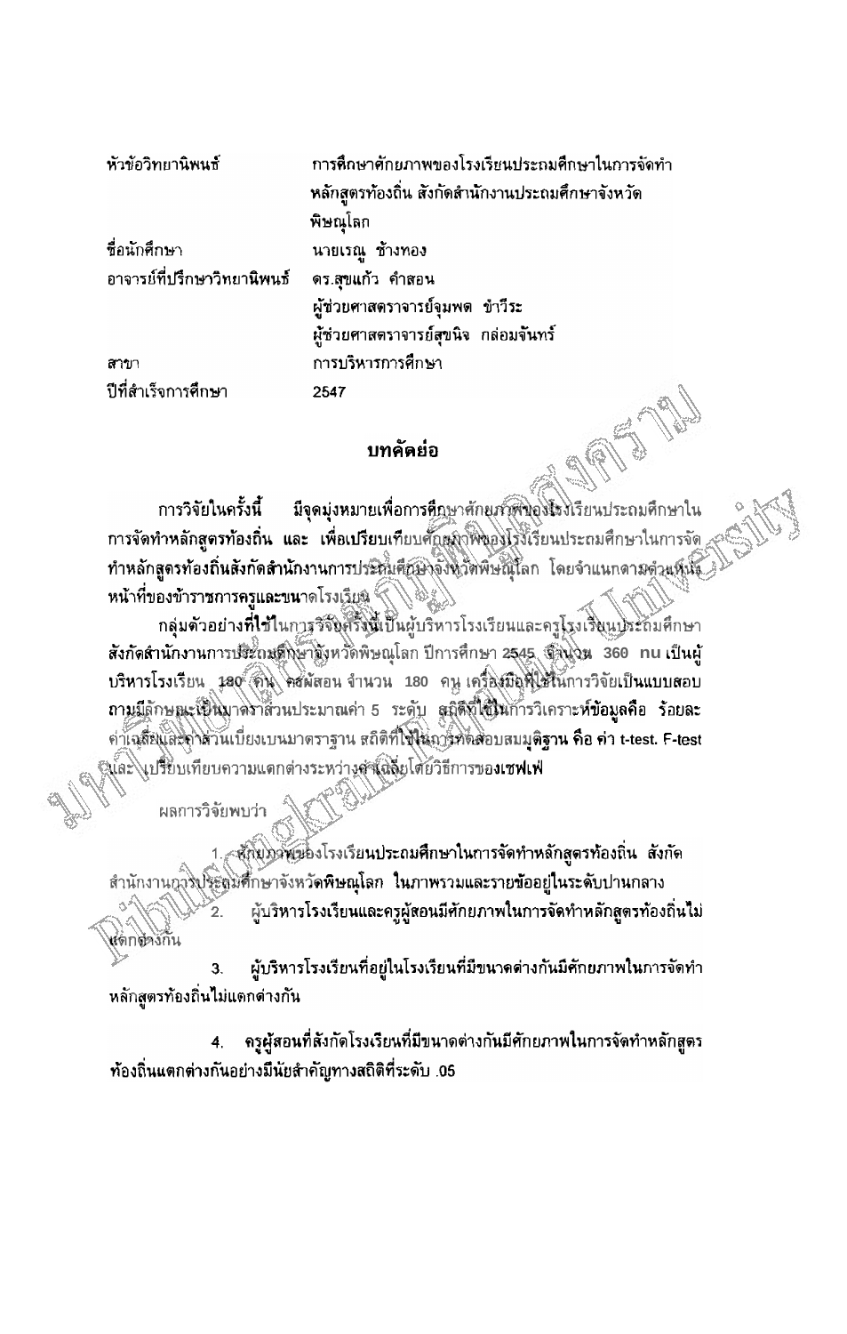| | |
|---|---|
| หัวข้อวิทยานิพนธ์ | การศึกษาศักยภาพของโรงเรียนประถมศึกษาในการจัดทำหลักสูตรท้องถิ่น สังกัดสำนักงานประถมศึกษาจังหวัดพิษณุโลก |
| ชื่อนักศึกษา | นายเรณู ช้างทอง |
| อาจารย์ที่ปรึกษาวิทยานิพนธ์ | ดร.สุขแก้ว คำสอน |
| | ผู้ช่วยศาสตราจารย์จุมพต ขำวีระ |
| | ผู้ช่วยศาสตราจารย์สุขนิจ กล่อมจันทร์ |
| สาขา | การบริหารการศึกษา |
| ปีที่สำเร็จการศึกษา | 2547 |

## บทคัดย่อ

การวิจัยในครั้งนี้ มีจุดมุ่งหมายเพื่อการศึกษาศักยภาพของโรงเรียนประถมศึกษาในการจัดทำหลักสูตรท้องถิ่น และ เพื่อเปรียบเทียบศักยภาพของโรงเรียนประถมศึกษาในการจัดทำหลักสูตรท้องถิ่นสังกัดสำนักงานการประถมศึกษาจังหวัดพิษณุโลก โดยจำแนกตามตำแหน่งหน้าที่ของข้าราชการครูและขนาดโรงเรียน

กลุ่มตัวอย่างที่ใช้ในการวิจัยครั้งนี้เป็นผู้บริหารโรงเรียนและครูโรงเรียนประถมศึกษา สังกัดสำนักงานการประถมศึกษาจังหวัดพิษณุโลก ปีการศึกษา 2545 จำนวน 360 คน เป็นผู้บริหารโรงเรียน 180 คน ครูผู้สอน จำนวน 180 คน เครื่องมือที่ใช้ในการวิจัยเป็นแบบสอบถามมีลักษณะเป็นมาตราส่วนประมาณค่า 5 ระดับ สถิติที่ใช้ในการวิเคราะห์ข้อมูลคือ ร้อยละ ค่าเฉลี่ยและค่าส่วนเบี่ยงเบนมาตราฐาน สถิติที่ใช้ในการทดสอบสมมุติฐาน คือ ค่า t-test. F-test และ เปรียบเทียบความแตกต่างระหว่างค่าเฉลี่ยโดยวิธีการของเชฟเฟ

ผลการวิจัยพบว่า

1. ศักยภาพของโรงเรียนประถมศึกษาในการจัดทำหลักสูตรท้องถิ่น สังกัดสำนักงานการประถมศึกษาจังหวัดพิษณุโลก ในภาพรวมและรายข้ออยู่ในระดับปานกลาง
2. ผู้บริหารโรงเรียนและครูผู้สอนมีศักยภาพในการจัดทำหลักสูตรท้องถิ่นไม่แตกต่างกัน
3. ผู้บริหารโรงเรียนที่อยู่ในโรงเรียนที่มีขนาดต่างกันมีศักยภาพในการจัดทำหลักสูตรท้องถิ่นไม่แตกต่างกัน
4. ครูผู้สอนที่สังกัดโรงเรียนที่มีขนาดต่างกันมีศักยภาพในการจัดทำหลักสูตรท้องถิ่นแตกต่างกันอย่างมีนัยสำคัญทางสถิติที่ระดับ .05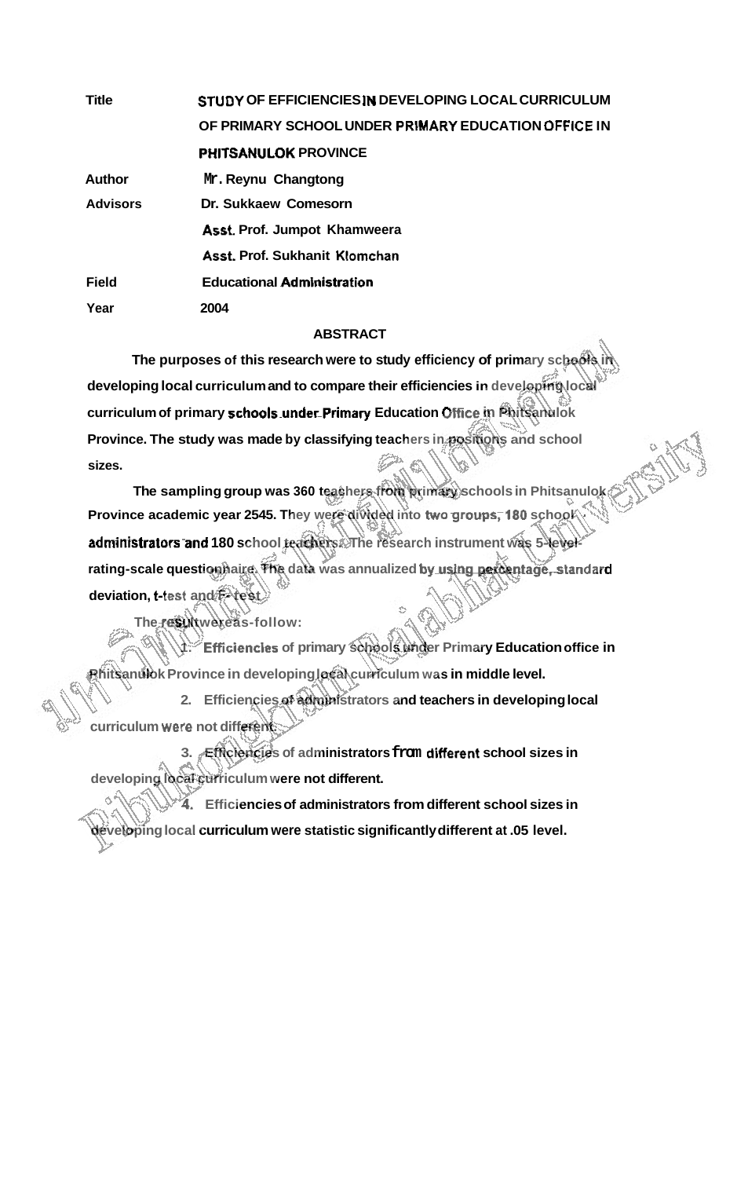| | |
|---|---|
| **Title** | **STUDY OF EFFICIENCIES IN DEVELOPING LOCAL CURRICULUM OF PRIMARY SCHOOL UNDER PRIMARY EDUCATION OFFICE IN PHITSANULOK PROVINCE** |
| **Author** | **Mr. Reynu Changtong** |
| **Advisors** | **Dr. Sukkaew Comesorn** |
| | **Asst. Prof. Jumpot Khamweera** |
| | **Asst. Prof. Sukhanit Klomchan** |
| **Field** | **Educational Administration** |
| **Year** | **2004** |

## ABSTRACT

**The purposes of this research were to study efficiency of primary schools in developing local curriculum and to compare their efficiencies in developing local curriculum of primary schools under Primary Education Office in Phitsanulok Province. The study was made by classifying teachers in positions and school sizes.**

**The sampling group was 360 teachers from primary schools in Phitsanulok Province academic year 2545. They were divided into two groups, 180 school administrators and 180 school teachers. The research instrument was 5-level-rating-scale questionnaire. The data was annualized by using percentage, standard deviation, t-test and F- test.**

**The result were as follow:**

**1. Efficiencies of primary schools under Primary Education office in Phitsanulok Province in developing local curriculum was in middle level.**

**2. Efficiencies of administrators and teachers in developing local curriculum were not different.**

**3. Efficiencies of administrators from different school sizes in developing local curriculum were not different.**

**4. Efficiencies of administrators from different school sizes in developing local curriculum were statistic significantly different at .05 level.**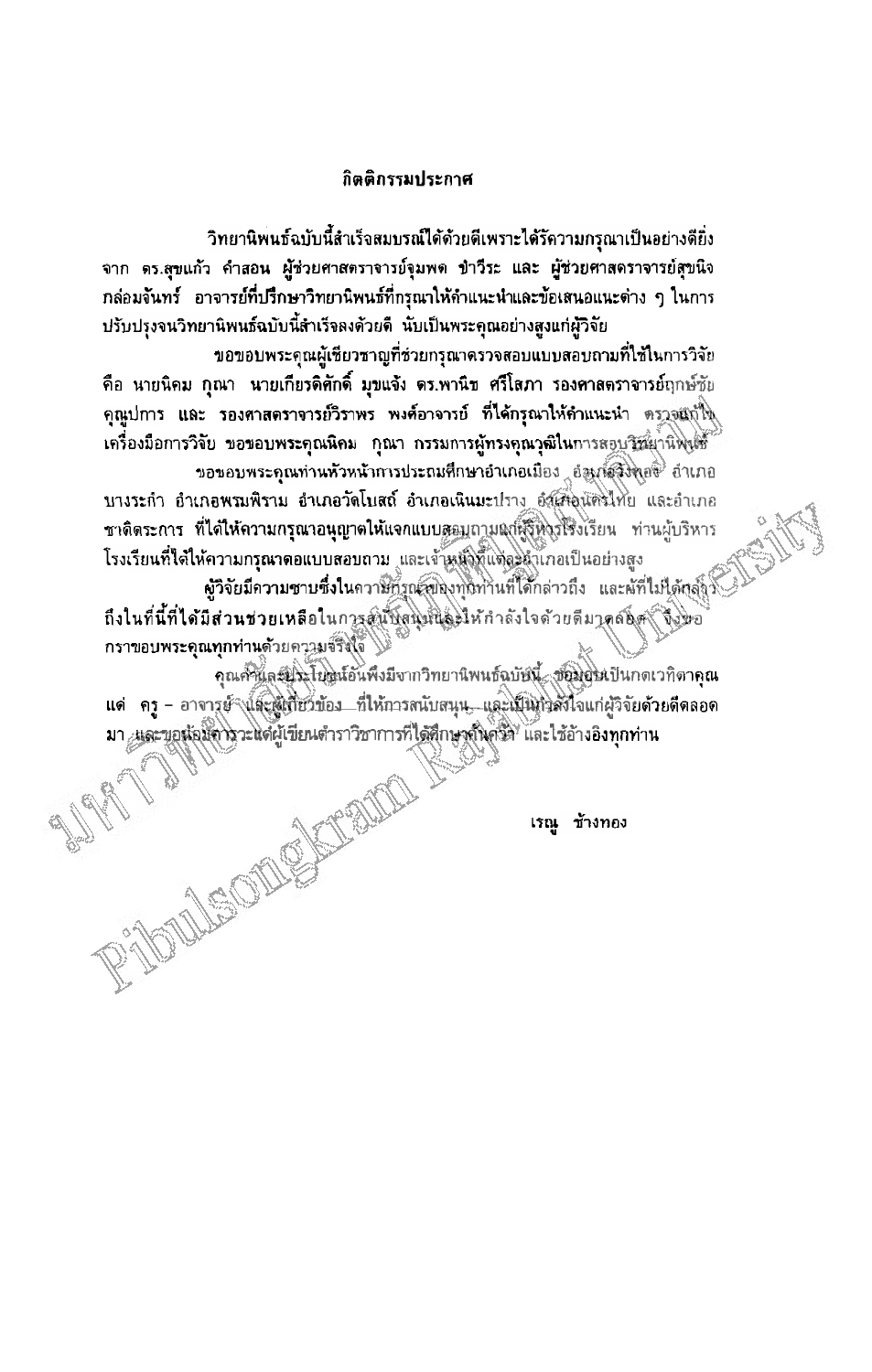## กิตติกรรมประกาศ

วิทยานิพนธ์ฉบับนี้สำเร็จสมบรณ์ได้ด้วยดีเพราะได้รับความกรุณาเป็นอย่างดียิ่ง จาก ดร.สุขแก้ว คำสอน ผู้ช่วยศาสตราจารย์จุมพต ข้าวีระ และ ผู้ช่วยศาสตราจารย์สุขนิจ กล่อมจันทร์ อาจารย์ที่ปรึกษาวิทยานิพนธ์ที่กรุณาให้คำแนะนำและข้อเสนอแนะต่าง ๆ ในการปรับปรุงจนวิทยานิพนธ์ฉบับนี้สำเร็จลงด้วยดี นับเป็นพระคุณอย่างสูงแก่ผู้วิจัย

ขอขอบพระคุณผู้เชี่ยวชาญที่ช่วยกรุณาตรวจสอบแบบสอบถามที่ใช้ในการวิจัย คือ นายนิคม กุณา นายเกียรติศักดิ์ มุขแจ้ง ดร.พานิช ศรีโสภา รองศาสตราจารย์ฤกษ์ชัย คุณูปการ และ รองศาสตราจารย์วิราพร พงศ์อาจารย์ ที่ได้กรุณาให้คำแนะนำ ตรวจแก้ไขเครื่องมือการวิจัย ขอขอบพระคุณนิคม กุณา กรรมการผู้ทรงคุณวุฒิในการสอบวิทยานิพนธ์

ขอขอบพระคุณท่านหัวหน้าการประถมศึกษาอำเภอเมือง อำเภอวังทอง อำเภอบางระกำ อำเภอพรหมพิราม อำเภอวัดโบสถ์ อำเภอเนินมะปราง อำเภอนครไทย และอำเภอชาติตระการ ที่ได้ให้ความกรุณาอนุญาตให้แจกแบบสอบถามแก่ผู้บริหารโรงเรียน ท่านผู้บริหารโรงเรียนที่ได้ให้ความกรุณาตอบแบบสอบถาม และเจ้าหน้าที่แต่ละอำเภอเป็นอย่างสูง

ผู้วิจัยมีความซาบซึ้งในความกรุณาของทุกท่านที่ได้กล่าวถึง และผู้ที่ไม่ได้กล่าวถึงในที่นี้ที่ได้มีส่วนช่วยเหลือในการสนับสนุนและให้กำลังใจด้วยดีมาตลอด จึงขอกราบขอบพระคุณทุกท่านด้วยความจริงใจ

คุณค่าและประโยชน์อันพึงมีจากวิทยานิพนธ์ฉบับนี้ ขอมอบเป็นกตเวทิตาคุณแด่ ครู – อาจารย์ และผู้เกี่ยวข้อง ที่ให้การสนับสนุน และเป็นกำลังใจแก่ผู้วิจัยด้วยดีตลอดมา และขอน้อมคารวะแด่ผู้เขียนตำราวิชาการที่ได้ศึกษาค้นคว้า และใช้อ้างอิงทุกท่าน

เรณู ช้างทอง